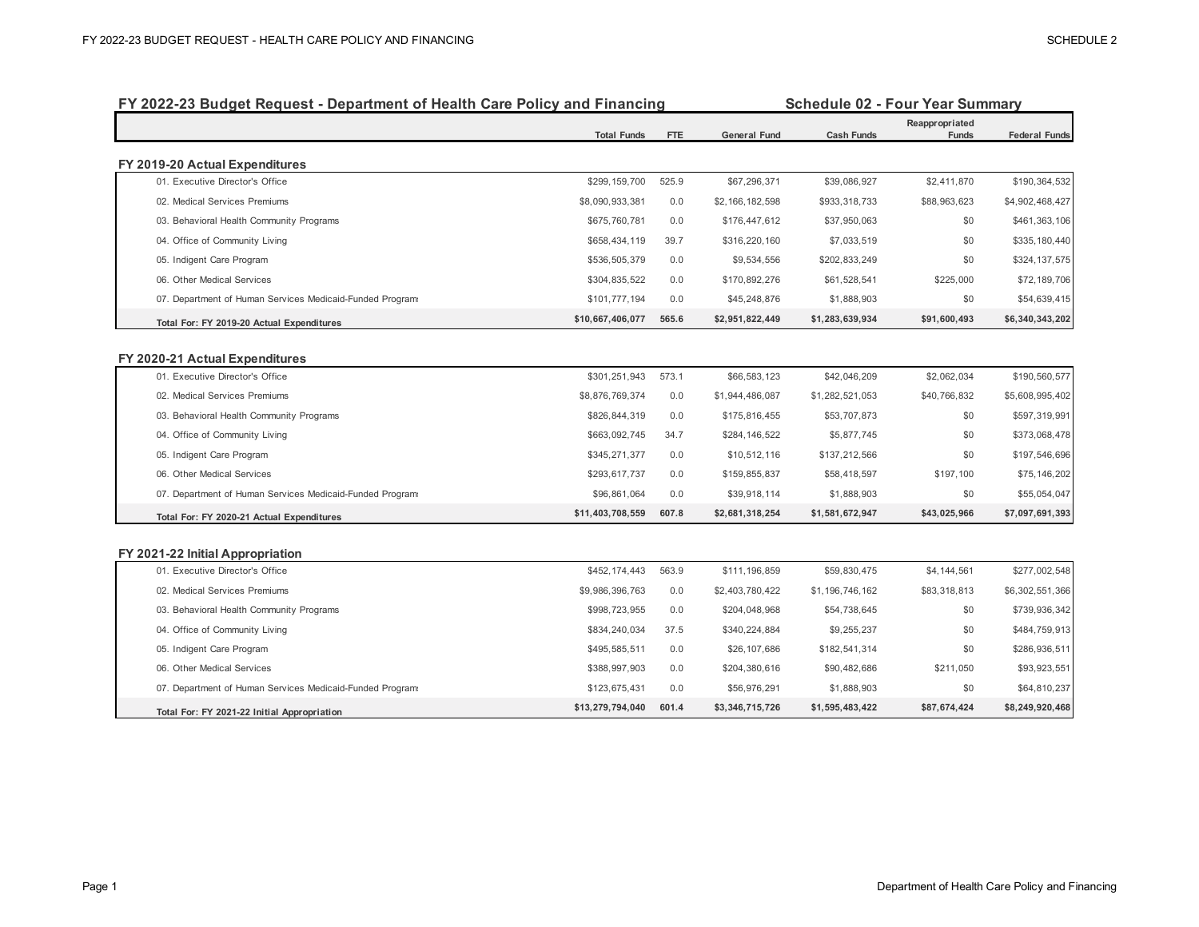## FY 2022-23 Budget Request - Department of Health Care Policy and Financing

### Schedule 02 - Four Year Summary

| | Total Funds | FTE | General Fund | Cash Funds | Reappropriated Funds | Federal Funds |
|---|---|---|---|---|---|---|
| **FY 2019-20 Actual Expenditures** | | | | | | |
| 01. Executive Director's Office | $299,159,700 | 525.9 | $67,296,371 | $39,086,927 | $2,411,870 | $190,364,532 |
| 02. Medical Services Premiums | $8,090,933,381 | 0.0 | $2,166,182,598 | $933,318,733 | $88,963,623 | $4,902,468,427 |
| 03. Behavioral Health Community Programs | $675,760,781 | 0.0 | $176,447,612 | $37,950,063 | $0 | $461,363,106 |
| 04. Office of Community Living | $658,434,119 | 39.7 | $316,220,160 | $7,033,519 | $0 | $335,180,440 |
| 05. Indigent Care Program | $536,505,379 | 0.0 | $9,534,556 | $202,833,249 | $0 | $324,137,575 |
| 06. Other Medical Services | $304,835,522 | 0.0 | $170,892,276 | $61,528,541 | $225,000 | $72,189,706 |
| 07. Department of Human Services Medicaid-Funded Programs | $101,777,194 | 0.0 | $45,248,876 | $1,888,903 | $0 | $54,639,415 |
| **Total For: FY 2019-20 Actual Expenditures** | **$10,667,406,077** | **565.6** | **$2,951,822,449** | **$1,283,639,934** | **$91,600,493** | **$6,340,343,202** |
| **FY 2020-21 Actual Expenditures** | | | | | | |
| 01. Executive Director's Office | $301,251,943 | 573.1 | $66,583,123 | $42,046,209 | $2,062,034 | $190,560,577 |
| 02. Medical Services Premiums | $8,876,769,374 | 0.0 | $1,944,486,087 | $1,282,521,053 | $40,766,832 | $5,608,995,402 |
| 03. Behavioral Health Community Programs | $826,844,319 | 0.0 | $175,816,455 | $53,707,873 | $0 | $597,319,991 |
| 04. Office of Community Living | $663,092,745 | 34.7 | $284,146,522 | $5,877,745 | $0 | $373,068,478 |
| 05. Indigent Care Program | $345,271,377 | 0.0 | $10,512,116 | $137,212,566 | $0 | $197,546,696 |
| 06. Other Medical Services | $293,617,737 | 0.0 | $159,855,837 | $58,418,597 | $197,100 | $75,146,202 |
| 07. Department of Human Services Medicaid-Funded Programs | $96,861,064 | 0.0 | $39,918,114 | $1,888,903 | $0 | $55,054,047 |
| **Total For: FY 2020-21 Actual Expenditures** | **$11,403,708,559** | **607.8** | **$2,681,318,254** | **$1,581,672,947** | **$43,025,966** | **$7,097,691,393** |
| **FY 2021-22 Initial Appropriation** | | | | | | |
| 01. Executive Director's Office | $452,174,443 | 563.9 | $111,196,859 | $59,830,475 | $4,144,561 | $277,002,548 |
| 02. Medical Services Premiums | $9,986,396,763 | 0.0 | $2,403,780,422 | $1,196,746,162 | $83,318,813 | $6,302,551,366 |
| 03. Behavioral Health Community Programs | $998,723,955 | 0.0 | $204,048,968 | $54,738,645 | $0 | $739,936,342 |
| 04. Office of Community Living | $834,240,034 | 37.5 | $340,224,884 | $9,255,237 | $0 | $484,759,913 |
| 05. Indigent Care Program | $495,585,511 | 0.0 | $26,107,686 | $182,541,314 | $0 | $286,936,511 |
| 06. Other Medical Services | $388,997,903 | 0.0 | $204,380,616 | $90,482,686 | $211,050 | $93,923,551 |
| 07. Department of Human Services Medicaid-Funded Programs | $123,675,431 | 0.0 | $56,976,291 | $1,888,903 | $0 | $64,810,237 |
| **Total For: FY 2021-22 Initial Appropriation** | **$13,279,794,040** | **601.4** | **$3,346,715,726** | **$1,595,483,422** | **$87,674,424** | **$8,249,920,468** |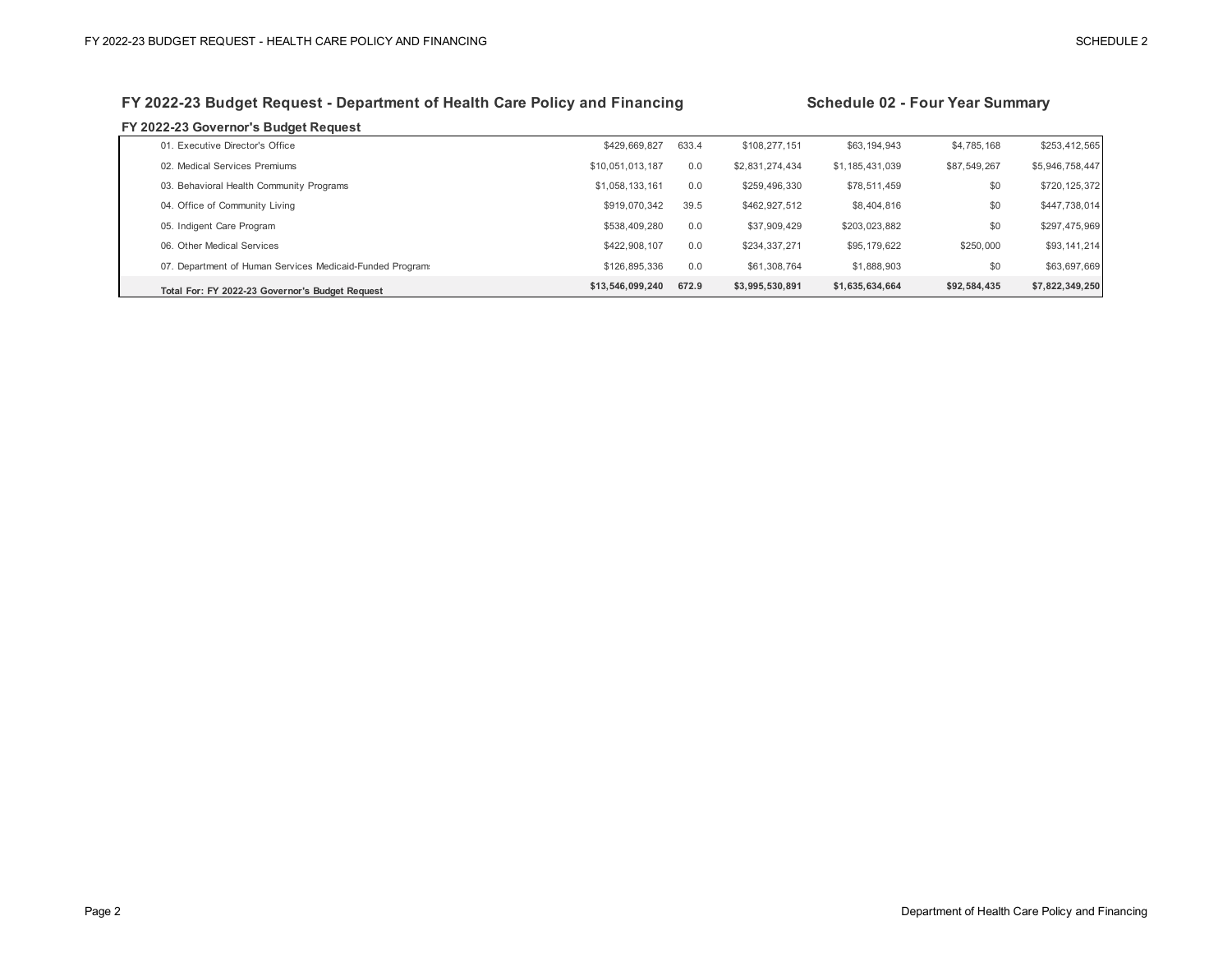## FY 2022-23 Budget Request - Department of Health Care Policy and Financing

## Schedule 02 - Four Year Summary

### FY 2022-23 Governor's Budget Request

| | | | | | | |
|---|---|---|---|---|---|---|
| 01. Executive Director's Office | $429,669,827 | 633.4 | $108,277,151 | $63,194,943 | $4,785,168 | $253,412,565 |
| 02. Medical Services Premiums | $10,051,013,187 | 0.0 | $2,831,274,434 | $1,185,431,039 | $87,549,267 | $5,946,758,447 |
| 03. Behavioral Health Community Programs | $1,058,133,161 | 0.0 | $259,496,330 | $78,511,459 | $0 | $720,125,372 |
| 04. Office of Community Living | $919,070,342 | 39.5 | $462,927,512 | $8,404,816 | $0 | $447,738,014 |
| 05. Indigent Care Program | $538,409,280 | 0.0 | $37,909,429 | $203,023,882 | $0 | $297,475,969 |
| 06. Other Medical Services | $422,908,107 | 0.0 | $234,337,271 | $95,179,622 | $250,000 | $93,141,214 |
| 07. Department of Human Services Medicaid-Funded Programs | $126,895,336 | 0.0 | $61,308,764 | $1,888,903 | $0 | $63,697,669 |
| **Total For: FY 2022-23 Governor's Budget Request** | **$13,546,099,240** | **672.9** | **$3,995,530,891** | **$1,635,634,664** | **$92,584,435** | **$7,822,349,250** |